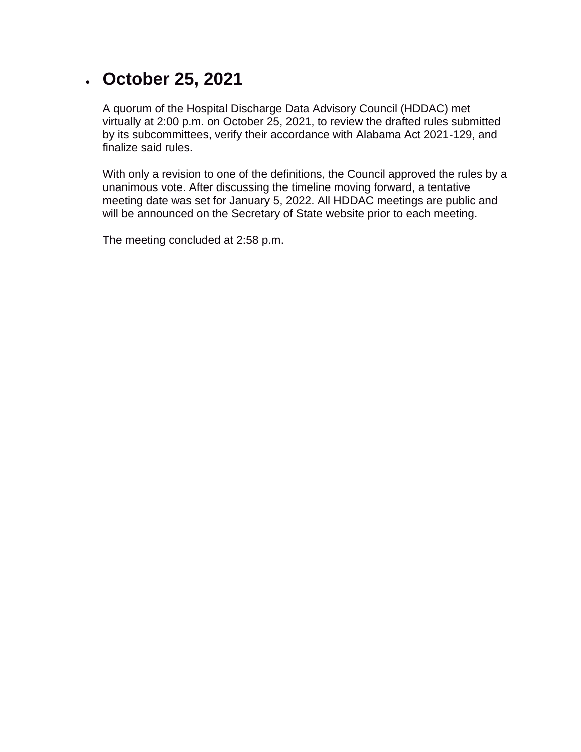- ## October 25, 2021

  A quorum of the Hospital Discharge Data Advisory Council (HDDAC) met virtually at 2:00 p.m. on October 25, 2021, to review the drafted rules submitted by its subcommittees, verify their accordance with Alabama Act 2021-129, and finalize said rules.

  With only a revision to one of the definitions, the Council approved the rules by a unanimous vote. After discussing the timeline moving forward, a tentative meeting date was set for January 5, 2022. All HDDAC meetings are public and will be announced on the Secretary of State website prior to each meeting.

  The meeting concluded at 2:58 p.m.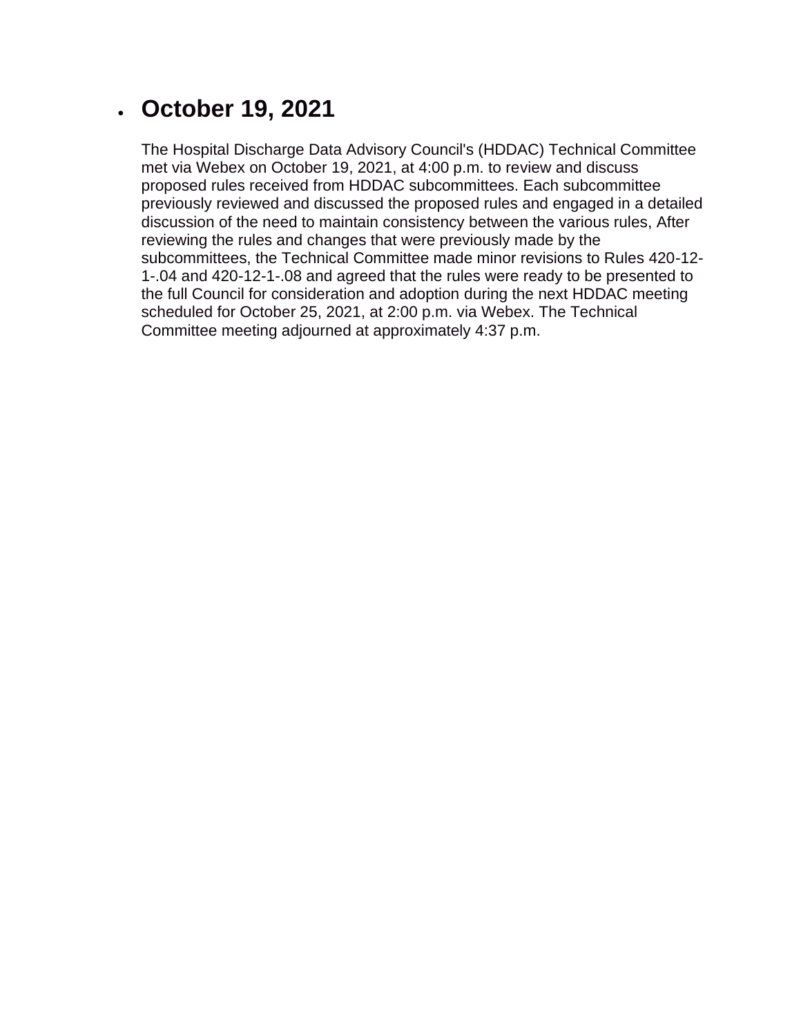- **October 19, 2021**

  The Hospital Discharge Data Advisory Council's (HDDAC) Technical Committee met via Webex on October 19, 2021, at 4:00 p.m. to review and discuss proposed rules received from HDDAC subcommittees. Each subcommittee previously reviewed and discussed the proposed rules and engaged in a detailed discussion of the need to maintain consistency between the various rules, After reviewing the rules and changes that were previously made by the subcommittees, the Technical Committee made minor revisions to Rules 420-12-1-.04 and 420-12-1-.08 and agreed that the rules were ready to be presented to the full Council for consideration and adoption during the next HDDAC meeting scheduled for October 25, 2021, at 2:00 p.m. via Webex. The Technical Committee meeting adjourned at approximately 4:37 p.m.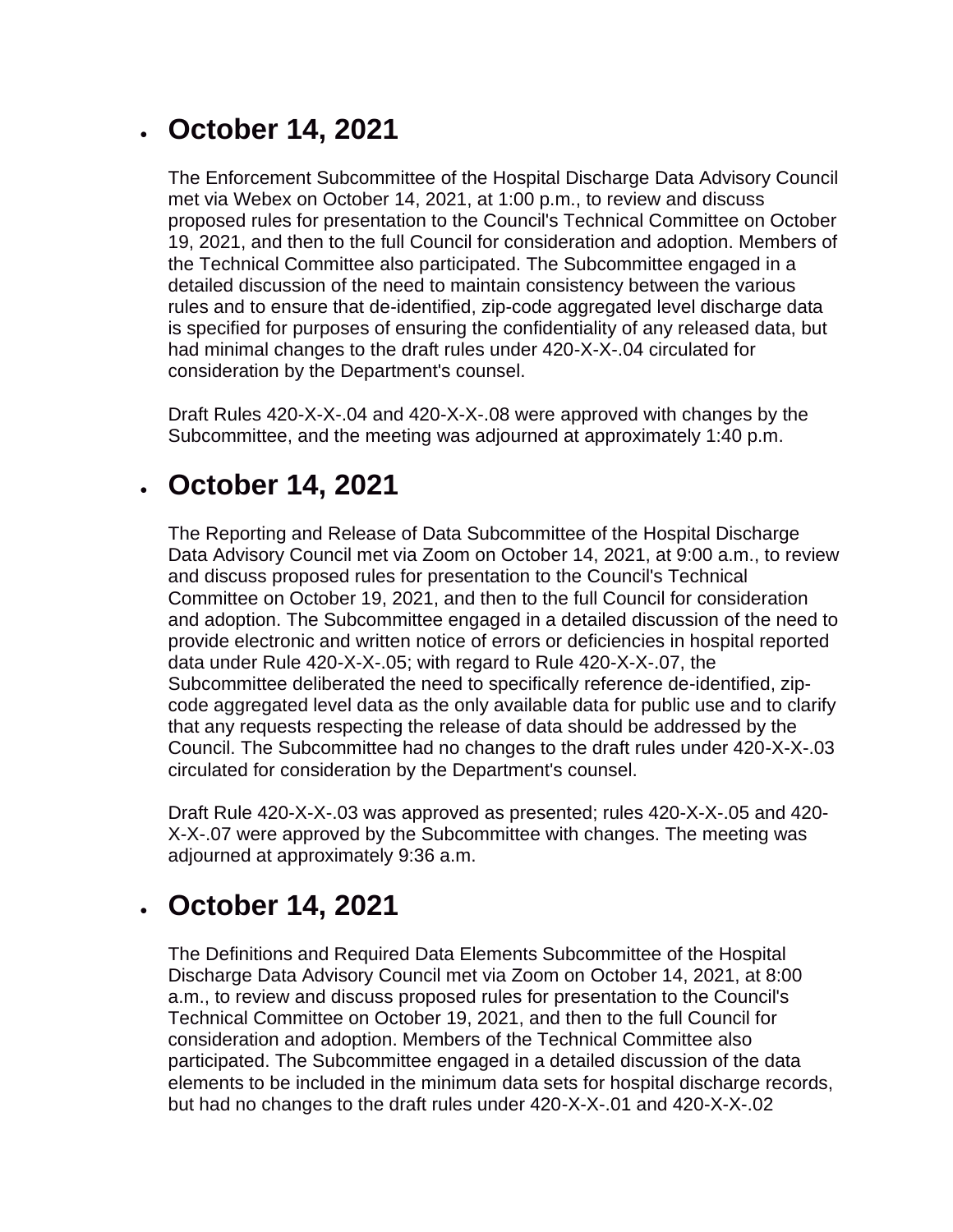- ## October 14, 2021

  The Enforcement Subcommittee of the Hospital Discharge Data Advisory Council met via Webex on October 14, 2021, at 1:00 p.m., to review and discuss proposed rules for presentation to the Council's Technical Committee on October 19, 2021, and then to the full Council for consideration and adoption. Members of the Technical Committee also participated. The Subcommittee engaged in a detailed discussion of the need to maintain consistency between the various rules and to ensure that de-identified, zip-code aggregated level discharge data is specified for purposes of ensuring the confidentiality of any released data, but had minimal changes to the draft rules under 420-X-X-.04 circulated for consideration by the Department's counsel.

  Draft Rules 420-X-X-.04 and 420-X-X-.08 were approved with changes by the Subcommittee, and the meeting was adjourned at approximately 1:40 p.m.

- ## October 14, 2021

  The Reporting and Release of Data Subcommittee of the Hospital Discharge Data Advisory Council met via Zoom on October 14, 2021, at 9:00 a.m., to review and discuss proposed rules for presentation to the Council's Technical Committee on October 19, 2021, and then to the full Council for consideration and adoption. The Subcommittee engaged in a detailed discussion of the need to provide electronic and written notice of errors or deficiencies in hospital reported data under Rule 420-X-X-.05; with regard to Rule 420-X-X-.07, the Subcommittee deliberated the need to specifically reference de-identified, zip-code aggregated level data as the only available data for public use and to clarify that any requests respecting the release of data should be addressed by the Council. The Subcommittee had no changes to the draft rules under 420-X-X-.03 circulated for consideration by the Department's counsel.

  Draft Rule 420-X-X-.03 was approved as presented; rules 420-X-X-.05 and 420-X-X-.07 were approved by the Subcommittee with changes. The meeting was adjourned at approximately 9:36 a.m.

- ## October 14, 2021

  The Definitions and Required Data Elements Subcommittee of the Hospital Discharge Data Advisory Council met via Zoom on October 14, 2021, at 8:00 a.m., to review and discuss proposed rules for presentation to the Council's Technical Committee on October 19, 2021, and then to the full Council for consideration and adoption. Members of the Technical Committee also participated. The Subcommittee engaged in a detailed discussion of the data elements to be included in the minimum data sets for hospital discharge records, but had no changes to the draft rules under 420-X-X-.01 and 420-X-X-.02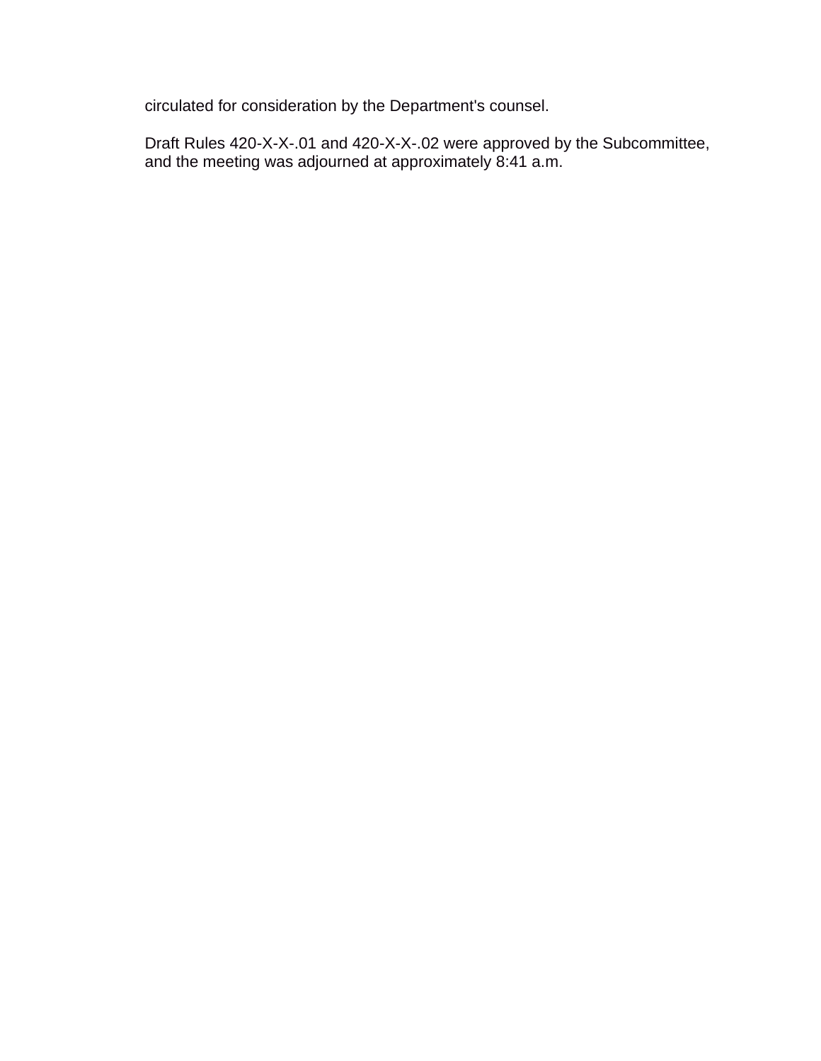circulated for consideration by the Department's counsel.

Draft Rules 420-X-X-.01 and 420-X-X-.02 were approved by the Subcommittee, and the meeting was adjourned at approximately 8:41 a.m.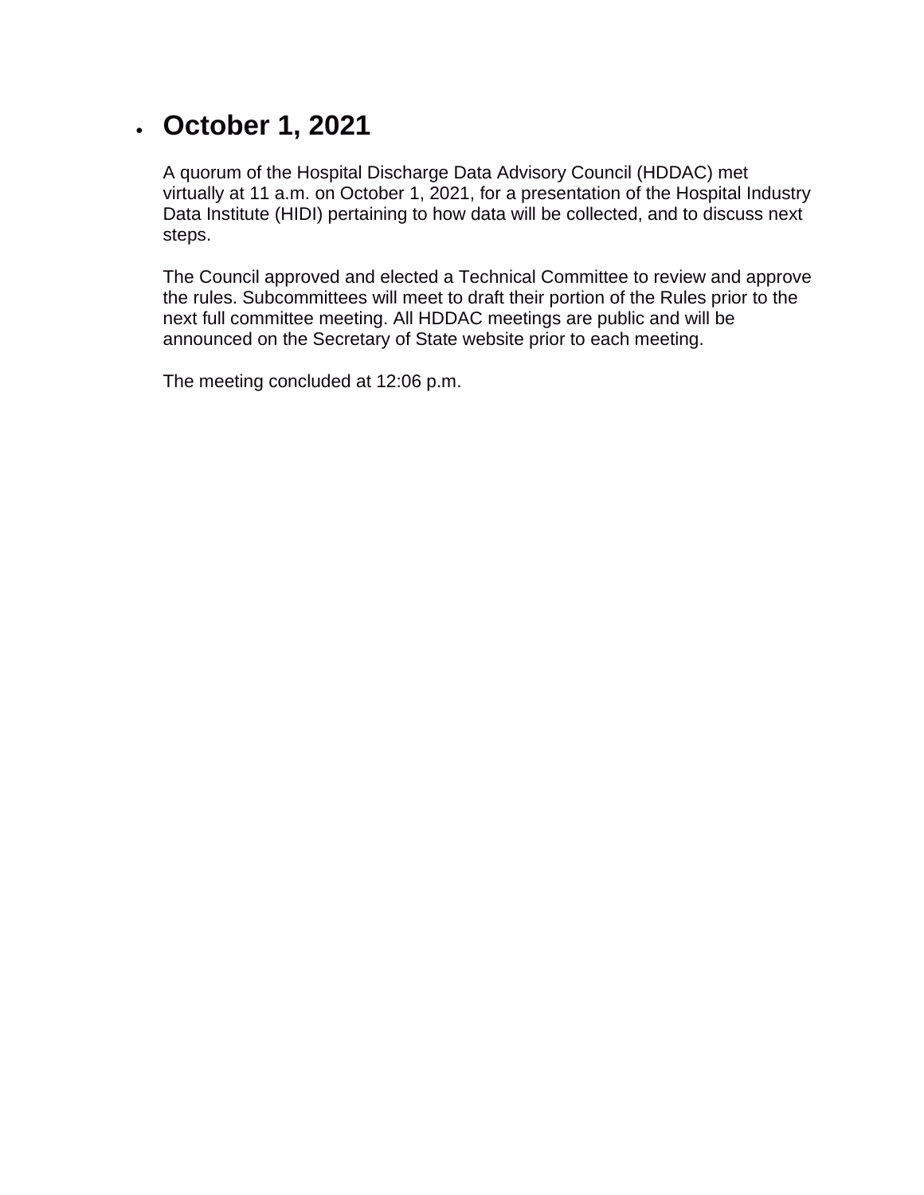- ## October 1, 2021

  A quorum of the Hospital Discharge Data Advisory Council (HDDAC) met virtually at 11 a.m. on October 1, 2021, for a presentation of the Hospital Industry Data Institute (HIDI) pertaining to how data will be collected, and to discuss next steps.

  The Council approved and elected a Technical Committee to review and approve the rules. Subcommittees will meet to draft their portion of the Rules prior to the next full committee meeting. All HDDAC meetings are public and will be announced on the Secretary of State website prior to each meeting.

  The meeting concluded at 12:06 p.m.